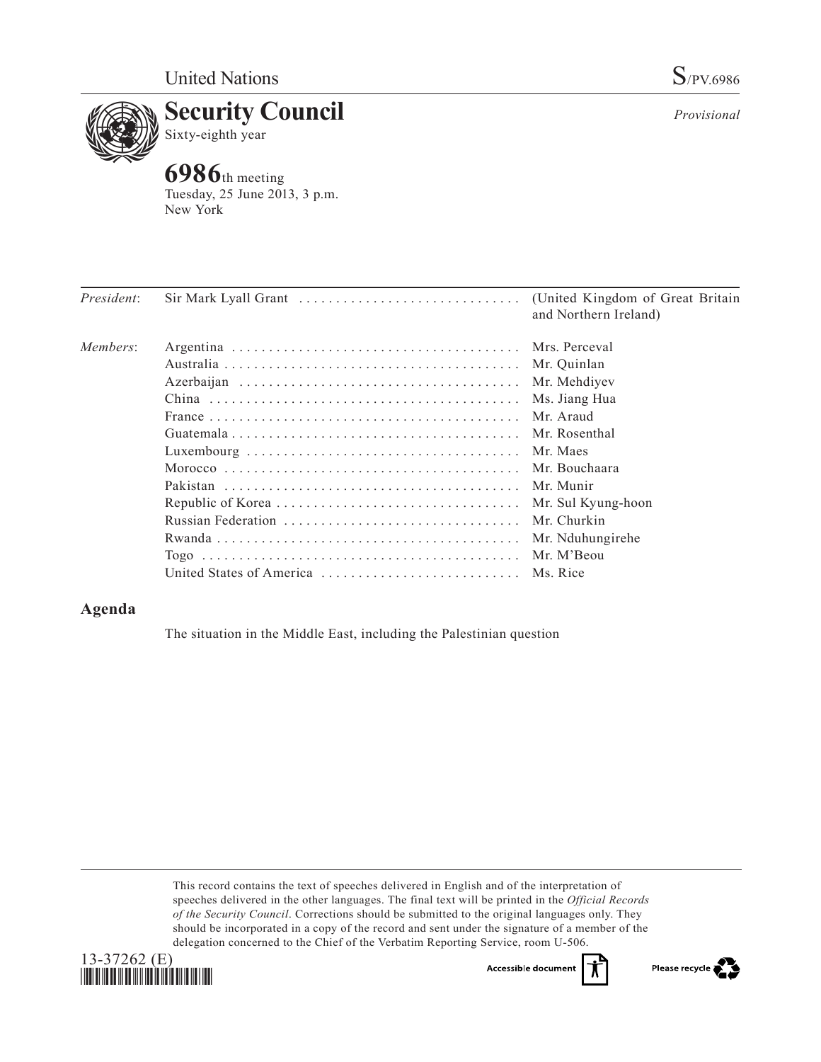United Nations

S/PV.6986

# Security Council

Sixty-eighth year

*Provisional*

**6986**th meeting
Tuesday, 25 June 2013, 3 p.m.
New York

| | | |
|---|---|---|
| *President*: | Sir Mark Lyall Grant | (United Kingdom of Great Britain and Northern Ireland) |
| *Members*: | Argentina | Mrs. Perceval |
| | Australia | Mr. Quinlan |
| | Azerbaijan | Mr. Mehdiyev |
| | China | Ms. Jiang Hua |
| | France | Mr. Araud |
| | Guatemala | Mr. Rosenthal |
| | Luxembourg | Mr. Maes |
| | Morocco | Mr. Bouchaara |
| | Pakistan | Mr. Munir |
| | Republic of Korea | Mr. Sul Kyung-hoon |
| | Russian Federation | Mr. Churkin |
| | Rwanda | Mr. Nduhungirehe |
| | Togo | Mr. M'Beou |
| | United States of America | Ms. Rice |

## Agenda

The situation in the Middle East, including the Palestinian question

This record contains the text of speeches delivered in English and of the interpretation of speeches delivered in the other languages. The final text will be printed in the *Official Records of the Security Council*. Corrections should be submitted to the original languages only. They should be incorporated in a copy of the record and sent under the signature of a member of the delegation concerned to the Chief of the Verbatim Reporting Service, room U-506.

13-37262 (E)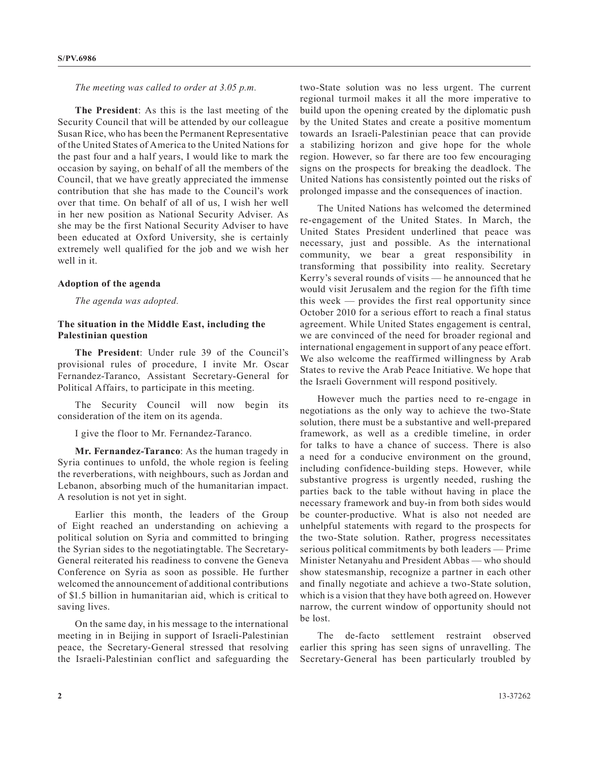*The meeting was called to order at 3.05 p.m.*

**The President**: As this is the last meeting of the Security Council that will be attended by our colleague Susan Rice, who has been the Permanent Representative of the United States of America to the United Nations for the past four and a half years, I would like to mark the occasion by saying, on behalf of all the members of the Council, that we have greatly appreciated the immense contribution that she has made to the Council's work over that time. On behalf of all of us, I wish her well in her new position as National Security Adviser. As she may be the first National Security Adviser to have been educated at Oxford University, she is certainly extremely well qualified for the job and we wish her well in it.

**Adoption of the agenda**

*The agenda was adopted.*

**The situation in the Middle East, including the Palestinian question**

**The President**: Under rule 39 of the Council's provisional rules of procedure, I invite Mr. Oscar Fernandez-Taranco, Assistant Secretary-General for Political Affairs, to participate in this meeting.

The Security Council will now begin its consideration of the item on its agenda.

I give the floor to Mr. Fernandez-Taranco.

**Mr. Fernandez-Taranco**: As the human tragedy in Syria continues to unfold, the whole region is feeling the reverberations, with neighbours, such as Jordan and Lebanon, absorbing much of the humanitarian impact. A resolution is not yet in sight.

Earlier this month, the leaders of the Group of Eight reached an understanding on achieving a political solution on Syria and committed to bringing the Syrian sides to the negotiatingtable. The Secretary-General reiterated his readiness to convene the Geneva Conference on Syria as soon as possible. He further welcomed the announcement of additional contributions of $1.5 billion in humanitarian aid, which is critical to saving lives.

On the same day, in his message to the international meeting in in Beijing in support of Israeli-Palestinian peace, the Secretary-General stressed that resolving the Israeli-Palestinian conflict and safeguarding the two-State solution was no less urgent. The current regional turmoil makes it all the more imperative to build upon the opening created by the diplomatic push by the United States and create a positive momentum towards an Israeli-Palestinian peace that can provide a stabilizing horizon and give hope for the whole region. However, so far there are too few encouraging signs on the prospects for breaking the deadlock. The United Nations has consistently pointed out the risks of prolonged impasse and the consequences of inaction.

The United Nations has welcomed the determined re-engagement of the United States. In March, the United States President underlined that peace was necessary, just and possible. As the international community, we bear a great responsibility in transforming that possibility into reality. Secretary Kerry's several rounds of visits — he announced that he would visit Jerusalem and the region for the fifth time this week — provides the first real opportunity since October 2010 for a serious effort to reach a final status agreement. While United States engagement is central, we are convinced of the need for broader regional and international engagement in support of any peace effort. We also welcome the reaffirmed willingness by Arab States to revive the Arab Peace Initiative. We hope that the Israeli Government will respond positively.

However much the parties need to re-engage in negotiations as the only way to achieve the two-State solution, there must be a substantive and well-prepared framework, as well as a credible timeline, in order for talks to have a chance of success. There is also a need for a conducive environment on the ground, including confidence-building steps. However, while substantive progress is urgently needed, rushing the parties back to the table without having in place the necessary framework and buy-in from both sides would be counter-productive. What is also not needed are unhelpful statements with regard to the prospects for the two-State solution. Rather, progress necessitates serious political commitments by both leaders — Prime Minister Netanyahu and President Abbas — who should show statesmanship, recognize a partner in each other and finally negotiate and achieve a two-State solution, which is a vision that they have both agreed on. However narrow, the current window of opportunity should not be lost.

The de-facto settlement restraint observed earlier this spring has seen signs of unravelling. The Secretary-General has been particularly troubled by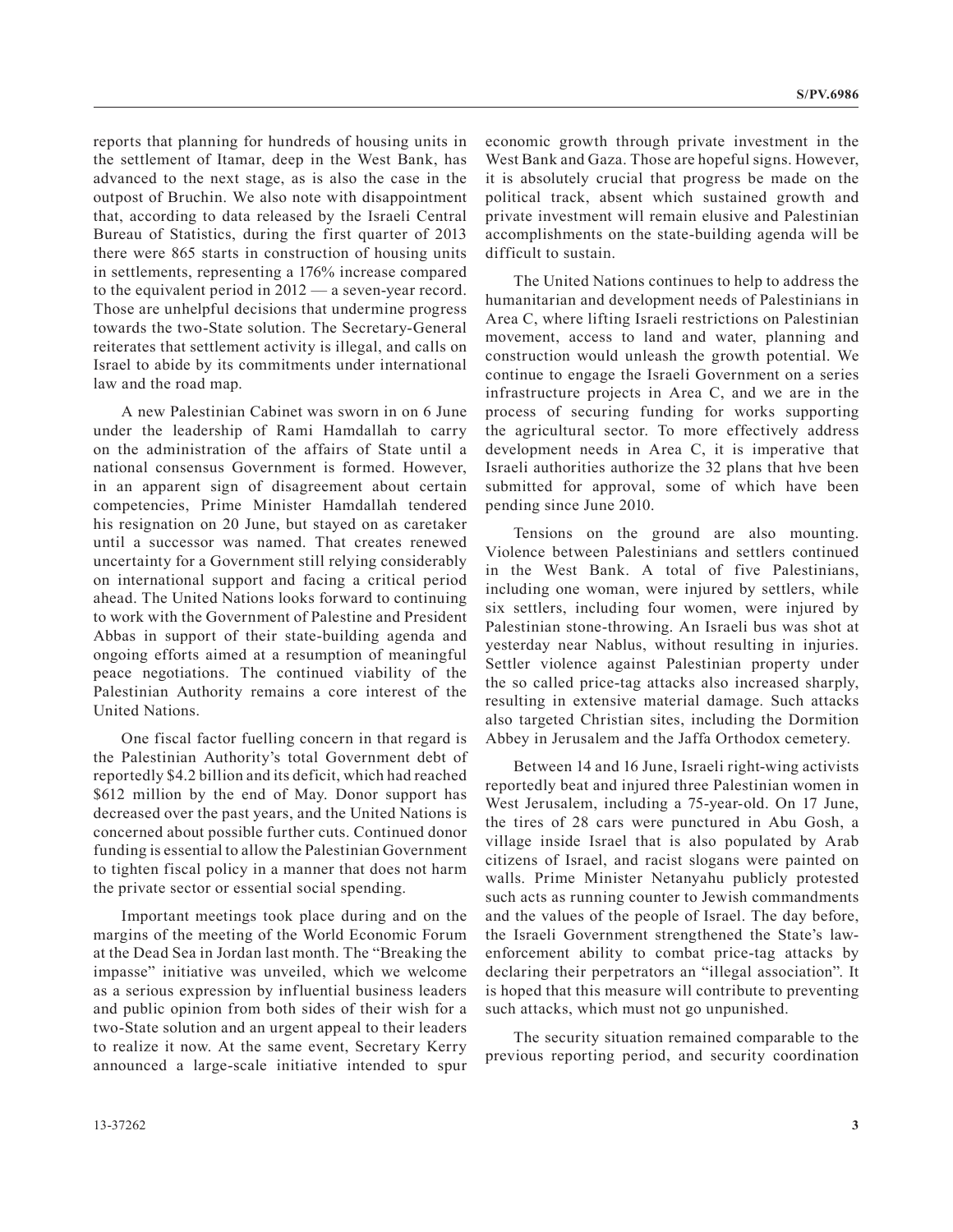reports that planning for hundreds of housing units in the settlement of Itamar, deep in the West Bank, has advanced to the next stage, as is also the case in the outpost of Bruchin. We also note with disappointment that, according to data released by the Israeli Central Bureau of Statistics, during the first quarter of 2013 there were 865 starts in construction of housing units in settlements, representing a 176% increase compared to the equivalent period in 2012 — a seven-year record. Those are unhelpful decisions that undermine progress towards the two-State solution. The Secretary-General reiterates that settlement activity is illegal, and calls on Israel to abide by its commitments under international law and the road map.

A new Palestinian Cabinet was sworn in on 6 June under the leadership of Rami Hamdallah to carry on the administration of the affairs of State until a national consensus Government is formed. However, in an apparent sign of disagreement about certain competencies, Prime Minister Hamdallah tendered his resignation on 20 June, but stayed on as caretaker until a successor was named. That creates renewed uncertainty for a Government still relying considerably on international support and facing a critical period ahead. The United Nations looks forward to continuing to work with the Government of Palestine and President Abbas in support of their state-building agenda and ongoing efforts aimed at a resumption of meaningful peace negotiations. The continued viability of the Palestinian Authority remains a core interest of the United Nations.

One fiscal factor fuelling concern in that regard is the Palestinian Authority's total Government debt of reportedly $4.2 billion and its deficit, which had reached $612 million by the end of May. Donor support has decreased over the past years, and the United Nations is concerned about possible further cuts. Continued donor funding is essential to allow the Palestinian Government to tighten fiscal policy in a manner that does not harm the private sector or essential social spending.

Important meetings took place during and on the margins of the meeting of the World Economic Forum at the Dead Sea in Jordan last month. The "Breaking the impasse" initiative was unveiled, which we welcome as a serious expression by influential business leaders and public opinion from both sides of their wish for a two-State solution and an urgent appeal to their leaders to realize it now. At the same event, Secretary Kerry announced a large-scale initiative intended to spur economic growth through private investment in the West Bank and Gaza. Those are hopeful signs. However, it is absolutely crucial that progress be made on the political track, absent which sustained growth and private investment will remain elusive and Palestinian accomplishments on the state-building agenda will be difficult to sustain.

The United Nations continues to help to address the humanitarian and development needs of Palestinians in Area C, where lifting Israeli restrictions on Palestinian movement, access to land and water, planning and construction would unleash the growth potential. We continue to engage the Israeli Government on a series infrastructure projects in Area C, and we are in the process of securing funding for works supporting the agricultural sector. To more effectively address development needs in Area C, it is imperative that Israeli authorities authorize the 32 plans that hve been submitted for approval, some of which have been pending since June 2010.

Tensions on the ground are also mounting. Violence between Palestinians and settlers continued in the West Bank. A total of five Palestinians, including one woman, were injured by settlers, while six settlers, including four women, were injured by Palestinian stone-throwing. An Israeli bus was shot at yesterday near Nablus, without resulting in injuries. Settler violence against Palestinian property under the so called price-tag attacks also increased sharply, resulting in extensive material damage. Such attacks also targeted Christian sites, including the Dormition Abbey in Jerusalem and the Jaffa Orthodox cemetery.

Between 14 and 16 June, Israeli right-wing activists reportedly beat and injured three Palestinian women in West Jerusalem, including a 75-year-old. On 17 June, the tires of 28 cars were punctured in Abu Gosh, a village inside Israel that is also populated by Arab citizens of Israel, and racist slogans were painted on walls. Prime Minister Netanyahu publicly protested such acts as running counter to Jewish commandments and the values of the people of Israel. The day before, the Israeli Government strengthened the State's law-enforcement ability to combat price-tag attacks by declaring their perpetrators an "illegal association". It is hoped that this measure will contribute to preventing such attacks, which must not go unpunished.

The security situation remained comparable to the previous reporting period, and security coordination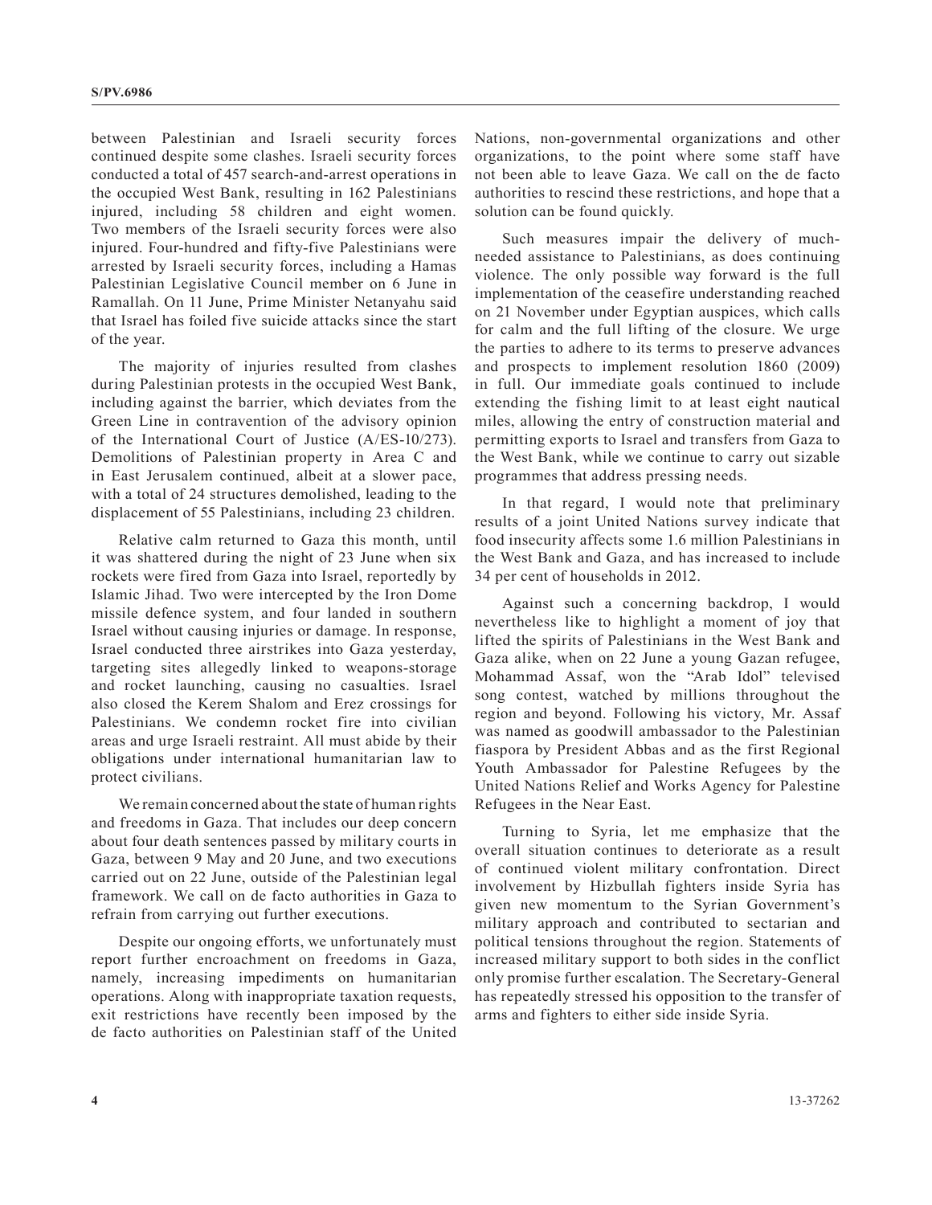between Palestinian and Israeli security forces continued despite some clashes. Israeli security forces conducted a total of 457 search-and-arrest operations in the occupied West Bank, resulting in 162 Palestinians injured, including 58 children and eight women. Two members of the Israeli security forces were also injured. Four-hundred and fifty-five Palestinians were arrested by Israeli security forces, including a Hamas Palestinian Legislative Council member on 6 June in Ramallah. On 11 June, Prime Minister Netanyahu said that Israel has foiled five suicide attacks since the start of the year.

The majority of injuries resulted from clashes during Palestinian protests in the occupied West Bank, including against the barrier, which deviates from the Green Line in contravention of the advisory opinion of the International Court of Justice (A/ES-10/273). Demolitions of Palestinian property in Area C and in East Jerusalem continued, albeit at a slower pace, with a total of 24 structures demolished, leading to the displacement of 55 Palestinians, including 23 children.

Relative calm returned to Gaza this month, until it was shattered during the night of 23 June when six rockets were fired from Gaza into Israel, reportedly by Islamic Jihad. Two were intercepted by the Iron Dome missile defence system, and four landed in southern Israel without causing injuries or damage. In response, Israel conducted three airstrikes into Gaza yesterday, targeting sites allegedly linked to weapons-storage and rocket launching, causing no casualties. Israel also closed the Kerem Shalom and Erez crossings for Palestinians. We condemn rocket fire into civilian areas and urge Israeli restraint. All must abide by their obligations under international humanitarian law to protect civilians.

We remain concerned about the state of human rights and freedoms in Gaza. That includes our deep concern about four death sentences passed by military courts in Gaza, between 9 May and 20 June, and two executions carried out on 22 June, outside of the Palestinian legal framework. We call on de facto authorities in Gaza to refrain from carrying out further executions.

Despite our ongoing efforts, we unfortunately must report further encroachment on freedoms in Gaza, namely, increasing impediments on humanitarian operations. Along with inappropriate taxation requests, exit restrictions have recently been imposed by the de facto authorities on Palestinian staff of the United Nations, non-governmental organizations and other organizations, to the point where some staff have not been able to leave Gaza. We call on the de facto authorities to rescind these restrictions, and hope that a solution can be found quickly.

Such measures impair the delivery of much-needed assistance to Palestinians, as does continuing violence. The only possible way forward is the full implementation of the ceasefire understanding reached on 21 November under Egyptian auspices, which calls for calm and the full lifting of the closure. We urge the parties to adhere to its terms to preserve advances and prospects to implement resolution 1860 (2009) in full. Our immediate goals continued to include extending the fishing limit to at least eight nautical miles, allowing the entry of construction material and permitting exports to Israel and transfers from Gaza to the West Bank, while we continue to carry out sizable programmes that address pressing needs.

In that regard, I would note that preliminary results of a joint United Nations survey indicate that food insecurity affects some 1.6 million Palestinians in the West Bank and Gaza, and has increased to include 34 per cent of households in 2012.

Against such a concerning backdrop, I would nevertheless like to highlight a moment of joy that lifted the spirits of Palestinians in the West Bank and Gaza alike, when on 22 June a young Gazan refugee, Mohammad Assaf, won the "Arab Idol" televised song contest, watched by millions throughout the region and beyond. Following his victory, Mr. Assaf was named as goodwill ambassador to the Palestinian fiaspora by President Abbas and as the first Regional Youth Ambassador for Palestine Refugees by the United Nations Relief and Works Agency for Palestine Refugees in the Near East.

Turning to Syria, let me emphasize that the overall situation continues to deteriorate as a result of continued violent military confrontation. Direct involvement by Hizbullah fighters inside Syria has given new momentum to the Syrian Government's military approach and contributed to sectarian and political tensions throughout the region. Statements of increased military support to both sides in the conflict only promise further escalation. The Secretary-General has repeatedly stressed his opposition to the transfer of arms and fighters to either side inside Syria.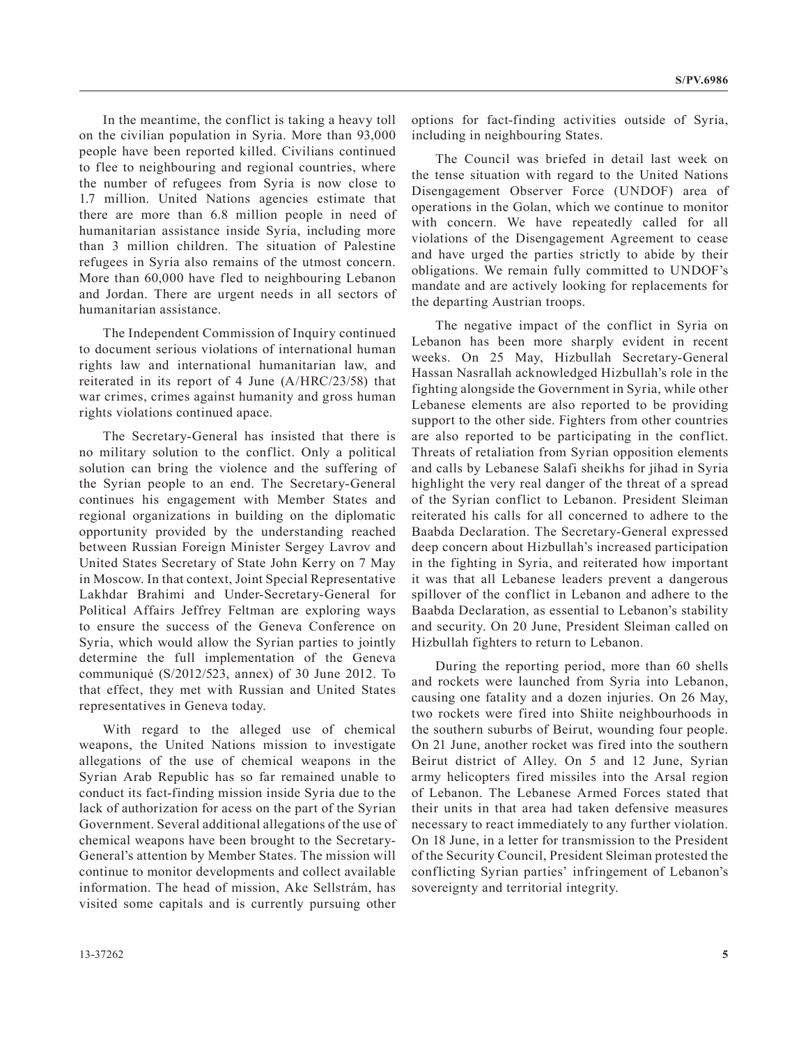In the meantime, the conflict is taking a heavy toll on the civilian population in Syria. More than 93,000 people have been reported killed. Civilians continued to flee to neighbouring and regional countries, where the number of refugees from Syria is now close to 1.7 million. United Nations agencies estimate that there are more than 6.8 million people in need of humanitarian assistance inside Syria, including more than 3 million children. The situation of Palestine refugees in Syria also remains of the utmost concern. More than 60,000 have fled to neighbouring Lebanon and Jordan. There are urgent needs in all sectors of humanitarian assistance.

The Independent Commission of Inquiry continued to document serious violations of international human rights law and international humanitarian law, and reiterated in its report of 4 June (A/HRC/23/58) that war crimes, crimes against humanity and gross human rights violations continued apace.

The Secretary-General has insisted that there is no military solution to the conflict. Only a political solution can bring the violence and the suffering of the Syrian people to an end. The Secretary-General continues his engagement with Member States and regional organizations in building on the diplomatic opportunity provided by the understanding reached between Russian Foreign Minister Sergey Lavrov and United States Secretary of State John Kerry on 7 May in Moscow. In that context, Joint Special Representative Lakhdar Brahimi and Under-Secretary-General for Political Affairs Jeffrey Feltman are exploring ways to ensure the success of the Geneva Conference on Syria, which would allow the Syrian parties to jointly determine the full implementation of the Geneva communiqué (S/2012/523, annex) of 30 June 2012. To that effect, they met with Russian and United States representatives in Geneva today.

With regard to the alleged use of chemical weapons, the United Nations mission to investigate allegations of the use of chemical weapons in the Syrian Arab Republic has so far remained unable to conduct its fact-finding mission inside Syria due to the lack of authorization for acess on the part of the Syrian Government. Several additional allegations of the use of chemical weapons have been brought to the Secretary-General's attention by Member States. The mission will continue to monitor developments and collect available information. The head of mission, Ake Sellstrám, has visited some capitals and is currently pursuing other options for fact-finding activities outside of Syria, including in neighbouring States.

The Council was briefed in detail last week on the tense situation with regard to the United Nations Disengagement Observer Force (UNDOF) area of operations in the Golan, which we continue to monitor with concern. We have repeatedly called for all violations of the Disengagement Agreement to cease and have urged the parties strictly to abide by their obligations. We remain fully committed to UNDOF's mandate and are actively looking for replacements for the departing Austrian troops.

The negative impact of the conflict in Syria on Lebanon has been more sharply evident in recent weeks. On 25 May, Hizbullah Secretary-General Hassan Nasrallah acknowledged Hizbullah's role in the fighting alongside the Government in Syria, while other Lebanese elements are also reported to be providing support to the other side. Fighters from other countries are also reported to be participating in the conflict. Threats of retaliation from Syrian opposition elements and calls by Lebanese Salafi sheikhs for jihad in Syria highlight the very real danger of the threat of a spread of the Syrian conflict to Lebanon. President Sleiman reiterated his calls for all concerned to adhere to the Baabda Declaration. The Secretary-General expressed deep concern about Hizbullah's increased participation in the fighting in Syria, and reiterated how important it was that all Lebanese leaders prevent a dangerous spillover of the conflict in Lebanon and adhere to the Baabda Declaration, as essential to Lebanon's stability and security. On 20 June, President Sleiman called on Hizbullah fighters to return to Lebanon.

During the reporting period, more than 60 shells and rockets were launched from Syria into Lebanon, causing one fatality and a dozen injuries. On 26 May, two rockets were fired into Shiite neighbourhoods in the southern suburbs of Beirut, wounding four people. On 21 June, another rocket was fired into the southern Beirut district of Alley. On 5 and 12 June, Syrian army helicopters fired missiles into the Arsal region of Lebanon. The Lebanese Armed Forces stated that their units in that area had taken defensive measures necessary to react immediately to any further violation. On 18 June, in a letter for transmission to the President of the Security Council, President Sleiman protested the conflicting Syrian parties' infringement of Lebanon's sovereignty and territorial integrity.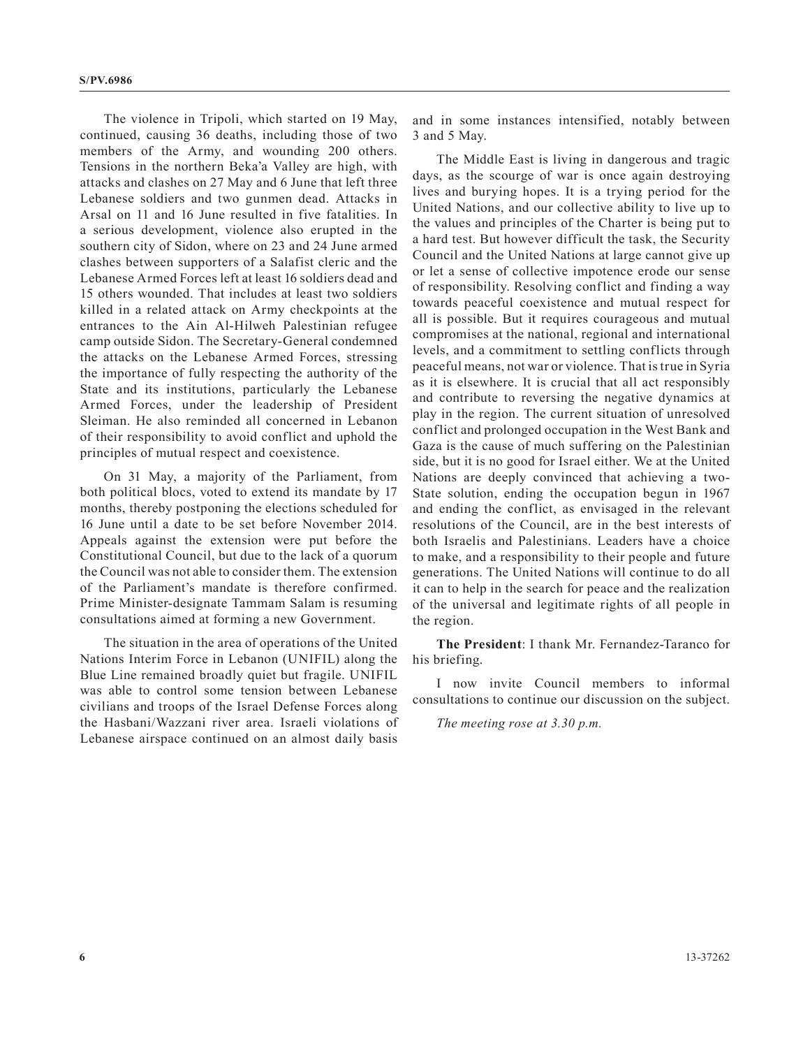The violence in Tripoli, which started on 19 May, continued, causing 36 deaths, including those of two members of the Army, and wounding 200 others. Tensions in the northern Beka'a Valley are high, with attacks and clashes on 27 May and 6 June that left three Lebanese soldiers and two gunmen dead. Attacks in Arsal on 11 and 16 June resulted in five fatalities. In a serious development, violence also erupted in the southern city of Sidon, where on 23 and 24 June armed clashes between supporters of a Salafist cleric and the Lebanese Armed Forces left at least 16 soldiers dead and 15 others wounded. That includes at least two soldiers killed in a related attack on Army checkpoints at the entrances to the Ain Al-Hilweh Palestinian refugee camp outside Sidon. The Secretary-General condemned the attacks on the Lebanese Armed Forces, stressing the importance of fully respecting the authority of the State and its institutions, particularly the Lebanese Armed Forces, under the leadership of President Sleiman. He also reminded all concerned in Lebanon of their responsibility to avoid conflict and uphold the principles of mutual respect and coexistence.

On 31 May, a majority of the Parliament, from both political blocs, voted to extend its mandate by 17 months, thereby postponing the elections scheduled for 16 June until a date to be set before November 2014. Appeals against the extension were put before the Constitutional Council, but due to the lack of a quorum the Council was not able to consider them. The extension of the Parliament's mandate is therefore confirmed. Prime Minister-designate Tammam Salam is resuming consultations aimed at forming a new Government.

The situation in the area of operations of the United Nations Interim Force in Lebanon (UNIFIL) along the Blue Line remained broadly quiet but fragile. UNIFIL was able to control some tension between Lebanese civilians and troops of the Israel Defense Forces along the Hasbani/Wazzani river area. Israeli violations of Lebanese airspace continued on an almost daily basis and in some instances intensified, notably between 3 and 5 May.

The Middle East is living in dangerous and tragic days, as the scourge of war is once again destroying lives and burying hopes. It is a trying period for the United Nations, and our collective ability to live up to the values and principles of the Charter is being put to a hard test. But however difficult the task, the Security Council and the United Nations at large cannot give up or let a sense of collective impotence erode our sense of responsibility. Resolving conflict and finding a way towards peaceful coexistence and mutual respect for all is possible. But it requires courageous and mutual compromises at the national, regional and international levels, and a commitment to settling conflicts through peaceful means, not war or violence. That is true in Syria as it is elsewhere. It is crucial that all act responsibly and contribute to reversing the negative dynamics at play in the region. The current situation of unresolved conflict and prolonged occupation in the West Bank and Gaza is the cause of much suffering on the Palestinian side, but it is no good for Israel either. We at the United Nations are deeply convinced that achieving a two-State solution, ending the occupation begun in 1967 and ending the conflict, as envisaged in the relevant resolutions of the Council, are in the best interests of both Israelis and Palestinians. Leaders have a choice to make, and a responsibility to their people and future generations. The United Nations will continue to do all it can to help in the search for peace and the realization of the universal and legitimate rights of all people in the region.

**The President**: I thank Mr. Fernandez-Taranco for his briefing.

I now invite Council members to informal consultations to continue our discussion on the subject.

*The meeting rose at 3.30 p.m.*